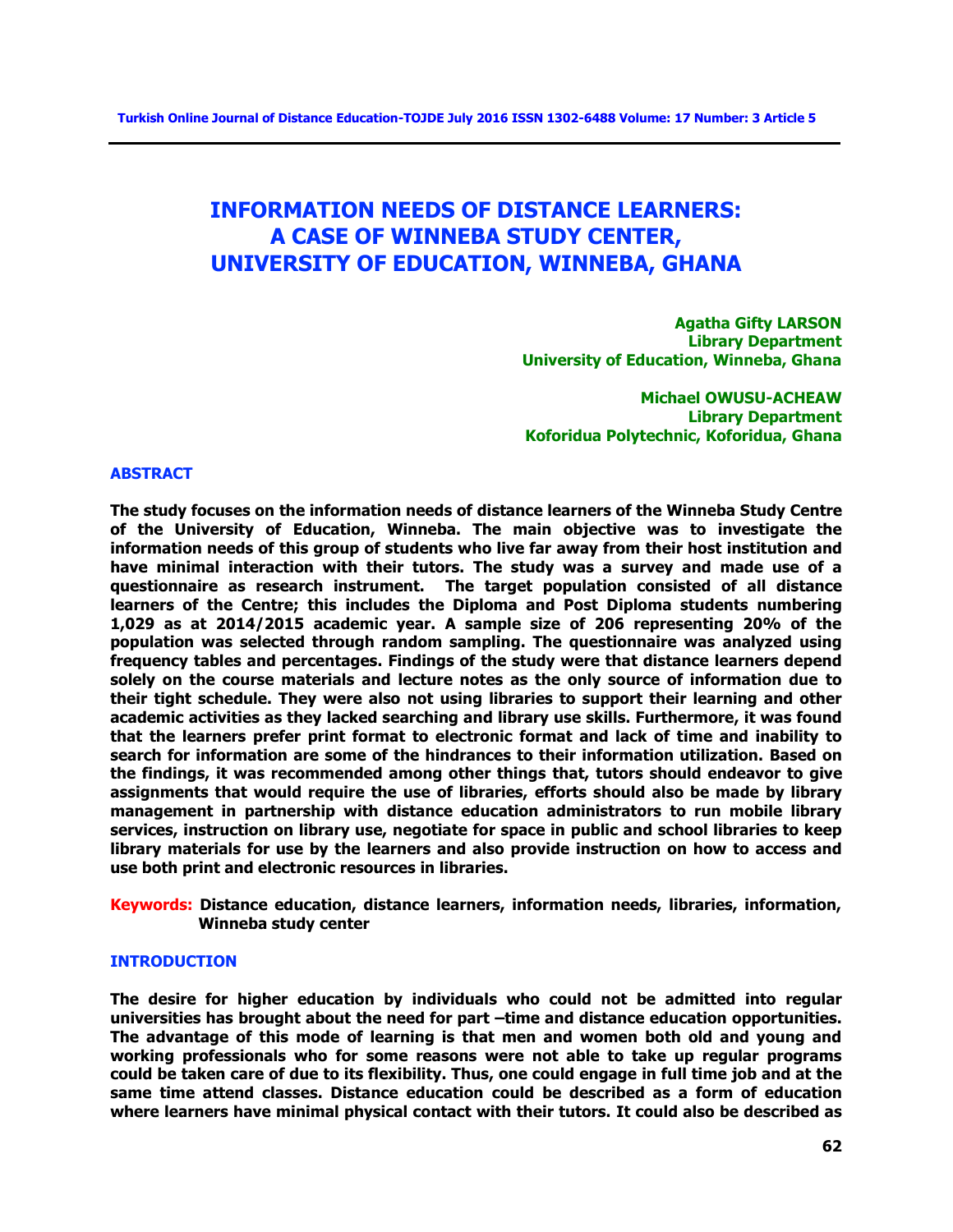# INFORMATION NEEDS OF DISTANCE LEARNERS: A CASE OF WINNEBA STUDY CENTER, UNIVERSITY OF EDUCATION, WINNEBA, GHANA

**Agatha Gifty LARSON**
**Library Department**
**University of Education, Winneba, Ghana**

**Michael OWUSU-ACHEAW**
**Library Department**
**Koforidua Polytechnic, Koforidua, Ghana**

## ABSTRACT

**The study focuses on the information needs of distance learners of the Winneba Study Centre of the University of Education, Winneba. The main objective was to investigate the information needs of this group of students who live far away from their host institution and have minimal interaction with their tutors. The study was a survey and made use of a questionnaire as research instrument. The target population consisted of all distance learners of the Centre; this includes the Diploma and Post Diploma students numbering 1,029 as at 2014/2015 academic year. A sample size of 206 representing 20% of the population was selected through random sampling. The questionnaire was analyzed using frequency tables and percentages. Findings of the study were that distance learners depend solely on the course materials and lecture notes as the only source of information due to their tight schedule. They were also not using libraries to support their learning and other academic activities as they lacked searching and library use skills. Furthermore, it was found that the learners prefer print format to electronic format and lack of time and inability to search for information are some of the hindrances to their information utilization. Based on the findings, it was recommended among other things that, tutors should endeavor to give assignments that would require the use of libraries, efforts should also be made by library management in partnership with distance education administrators to run mobile library services, instruction on library use, negotiate for space in public and school libraries to keep library materials for use by the learners and also provide instruction on how to access and use both print and electronic resources in libraries.**

**Keywords: Distance education, distance learners, information needs, libraries, information, Winneba study center**

## INTRODUCTION

**The desire for higher education by individuals who could not be admitted into regular universities has brought about the need for part –time and distance education opportunities. The advantage of this mode of learning is that men and women both old and young and working professionals who for some reasons were not able to take up regular programs could be taken care of due to its flexibility. Thus, one could engage in full time job and at the same time attend classes. Distance education could be described as a form of education where learners have minimal physical contact with their tutors. It could also be described as**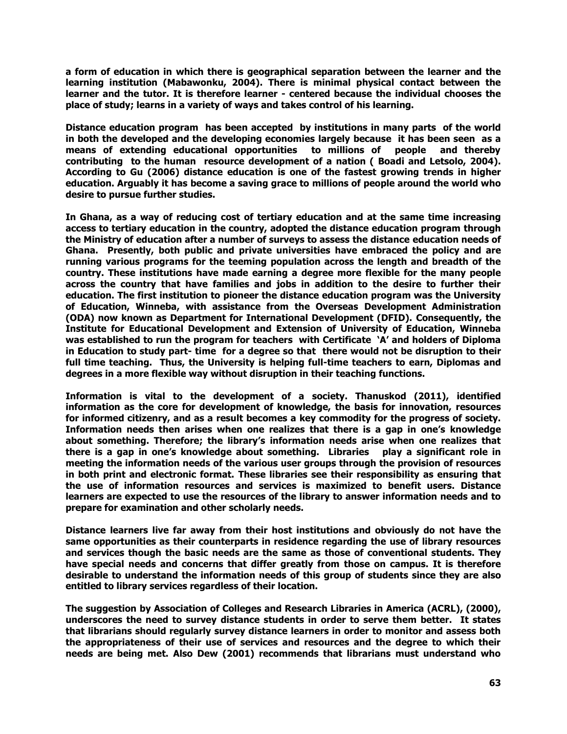**a form of education in which there is geographical separation between the learner and the learning institution (Mabawonku, 2004). There is minimal physical contact between the learner and the tutor. It is therefore learner - centered because the individual chooses the place of study; learns in a variety of ways and takes control of his learning.**

**Distance education program has been accepted by institutions in many parts of the world in both the developed and the developing economies largely because it has been seen as a means of extending educational opportunities to millions of people and thereby contributing to the human resource development of a nation ( Boadi and Letsolo, 2004). According to Gu (2006) distance education is one of the fastest growing trends in higher education. Arguably it has become a saving grace to millions of people around the world who desire to pursue further studies.**

**In Ghana, as a way of reducing cost of tertiary education and at the same time increasing access to tertiary education in the country, adopted the distance education program through the Ministry of education after a number of surveys to assess the distance education needs of Ghana. Presently, both public and private universities have embraced the policy and are running various programs for the teeming population across the length and breadth of the country. These institutions have made earning a degree more flexible for the many people across the country that have families and jobs in addition to the desire to further their education. The first institution to pioneer the distance education program was the University of Education, Winneba, with assistance from the Overseas Development Administration (ODA) now known as Department for International Development (DFID). Consequently, the Institute for Educational Development and Extension of University of Education, Winneba was established to run the program for teachers with Certificate 'A' and holders of Diploma in Education to study part- time for a degree so that there would not be disruption to their full time teaching. Thus, the University is helping full-time teachers to earn, Diplomas and degrees in a more flexible way without disruption in their teaching functions.**

**Information is vital to the development of a society. Thanuskod (2011), identified information as the core for development of knowledge, the basis for innovation, resources for informed citizenry, and as a result becomes a key commodity for the progress of society. Information needs then arises when one realizes that there is a gap in one's knowledge about something. Therefore; the library's information needs arise when one realizes that there is a gap in one's knowledge about something. Libraries play a significant role in meeting the information needs of the various user groups through the provision of resources in both print and electronic format. These libraries see their responsibility as ensuring that the use of information resources and services is maximized to benefit users. Distance learners are expected to use the resources of the library to answer information needs and to prepare for examination and other scholarly needs.**

**Distance learners live far away from their host institutions and obviously do not have the same opportunities as their counterparts in residence regarding the use of library resources and services though the basic needs are the same as those of conventional students. They have special needs and concerns that differ greatly from those on campus. It is therefore desirable to understand the information needs of this group of students since they are also entitled to library services regardless of their location.**

**The suggestion by Association of Colleges and Research Libraries in America (ACRL), (2000), underscores the need to survey distance students in order to serve them better. It states that librarians should regularly survey distance learners in order to monitor and assess both the appropriateness of their use of services and resources and the degree to which their needs are being met. Also Dew (2001) recommends that librarians must understand who**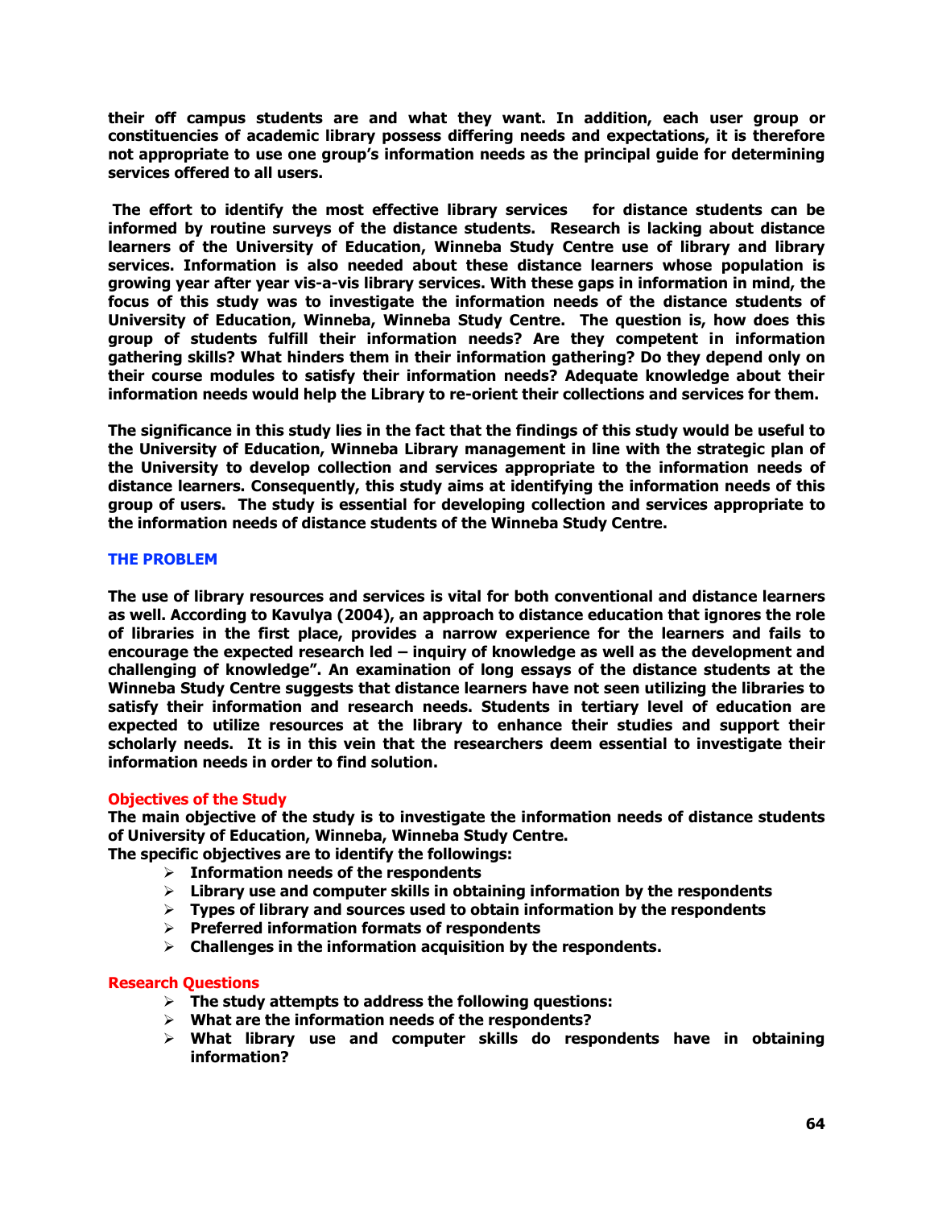**their off campus students are and what they want. In addition, each user group or constituencies of academic library possess differing needs and expectations, it is therefore not appropriate to use one group's information needs as the principal guide for determining services offered to all users.**

**The effort to identify the most effective library services for distance students can be informed by routine surveys of the distance students. Research is lacking about distance learners of the University of Education, Winneba Study Centre use of library and library services. Information is also needed about these distance learners whose population is growing year after year vis-a-vis library services. With these gaps in information in mind, the focus of this study was to investigate the information needs of the distance students of University of Education, Winneba, Winneba Study Centre. The question is, how does this group of students fulfill their information needs? Are they competent in information gathering skills? What hinders them in their information gathering? Do they depend only on their course modules to satisfy their information needs? Adequate knowledge about their information needs would help the Library to re-orient their collections and services for them.**

**The significance in this study lies in the fact that the findings of this study would be useful to the University of Education, Winneba Library management in line with the strategic plan of the University to develop collection and services appropriate to the information needs of distance learners. Consequently, this study aims at identifying the information needs of this group of users. The study is essential for developing collection and services appropriate to the information needs of distance students of the Winneba Study Centre.**

## THE PROBLEM

**The use of library resources and services is vital for both conventional and distance learners as well. According to Kavulya (2004), an approach to distance education that ignores the role of libraries in the first place, provides a narrow experience for the learners and fails to encourage the expected research led – inquiry of knowledge as well as the development and challenging of knowledge". An examination of long essays of the distance students at the Winneba Study Centre suggests that distance learners have not seen utilizing the libraries to satisfy their information and research needs. Students in tertiary level of education are expected to utilize resources at the library to enhance their studies and support their scholarly needs. It is in this vein that the researchers deem essential to investigate their information needs in order to find solution.**

### Objectives of the Study

**The main objective of the study is to investigate the information needs of distance students of University of Education, Winneba, Winneba Study Centre.**

**The specific objectives are to identify the followings:**

- **Information needs of the respondents**
- **Library use and computer skills in obtaining information by the respondents**
- **Types of library and sources used to obtain information by the respondents**
- **Preferred information formats of respondents**
- **Challenges in the information acquisition by the respondents.**

### Research Questions

- **The study attempts to address the following questions:**
- **What are the information needs of the respondents?**
- **What library use and computer skills do respondents have in obtaining information?**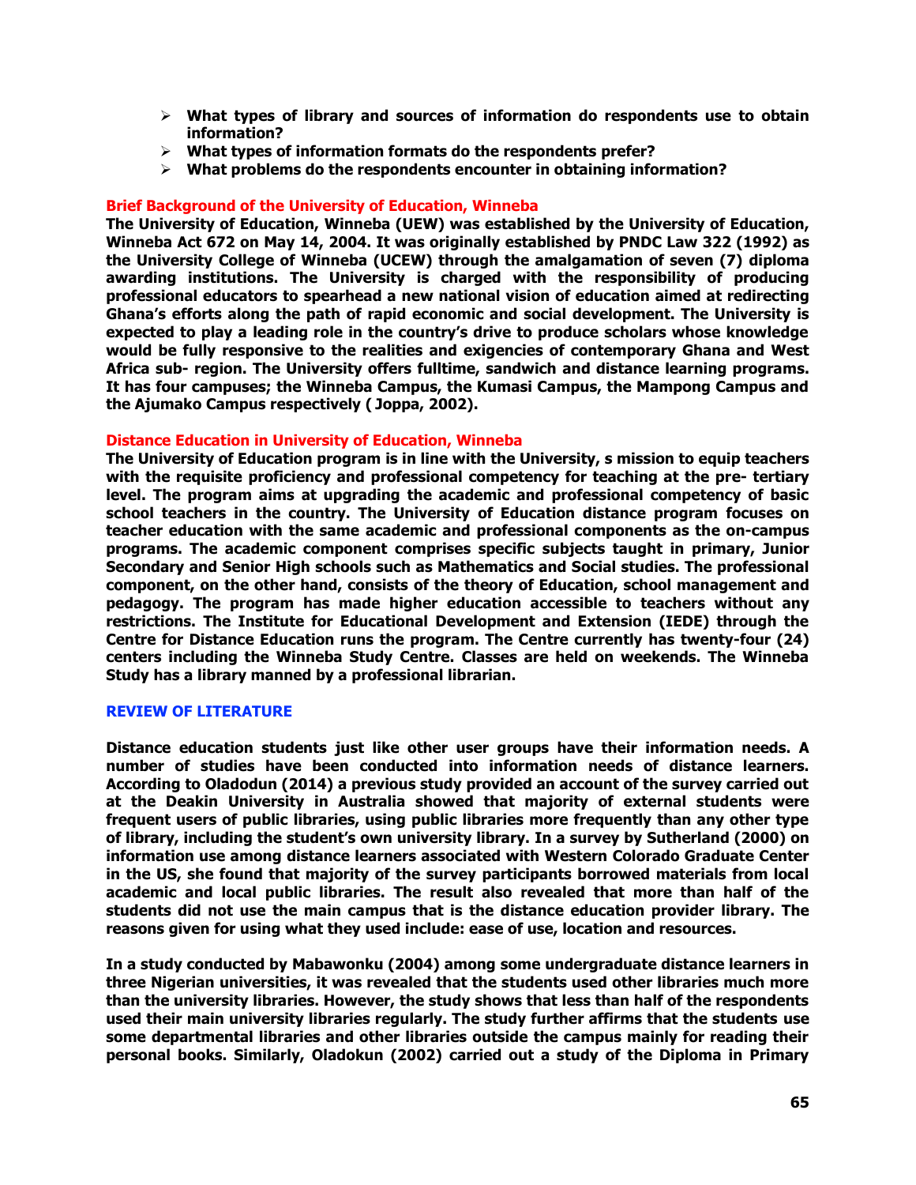- **What types of library and sources of information do respondents use to obtain information?**
- **What types of information formats do the respondents prefer?**
- **What problems do the respondents encounter in obtaining information?**

## Brief Background of the University of Education, Winneba

**The University of Education, Winneba (UEW) was established by the University of Education, Winneba Act 672 on May 14, 2004. It was originally established by PNDC Law 322 (1992) as the University College of Winneba (UCEW) through the amalgamation of seven (7) diploma awarding institutions. The University is charged with the responsibility of producing professional educators to spearhead a new national vision of education aimed at redirecting Ghana's efforts along the path of rapid economic and social development. The University is expected to play a leading role in the country's drive to produce scholars whose knowledge would be fully responsive to the realities and exigencies of contemporary Ghana and West Africa sub- region. The University offers fulltime, sandwich and distance learning programs. It has four campuses; the Winneba Campus, the Kumasi Campus, the Mampong Campus and the Ajumako Campus respectively ( Joppa, 2002).**

## Distance Education in University of Education, Winneba

**The University of Education program is in line with the University, s mission to equip teachers with the requisite proficiency and professional competency for teaching at the pre- tertiary level. The program aims at upgrading the academic and professional competency of basic school teachers in the country. The University of Education distance program focuses on teacher education with the same academic and professional components as the on-campus programs. The academic component comprises specific subjects taught in primary, Junior Secondary and Senior High schools such as Mathematics and Social studies. The professional component, on the other hand, consists of the theory of Education, school management and pedagogy. The program has made higher education accessible to teachers without any restrictions. The Institute for Educational Development and Extension (IEDE) through the Centre for Distance Education runs the program. The Centre currently has twenty-four (24) centers including the Winneba Study Centre. Classes are held on weekends. The Winneba Study has a library manned by a professional librarian.**

## REVIEW OF LITERATURE

**Distance education students just like other user groups have their information needs. A number of studies have been conducted into information needs of distance learners. According to Oladodun (2014) a previous study provided an account of the survey carried out at the Deakin University in Australia showed that majority of external students were frequent users of public libraries, using public libraries more frequently than any other type of library, including the student's own university library. In a survey by Sutherland (2000) on information use among distance learners associated with Western Colorado Graduate Center in the US, she found that majority of the survey participants borrowed materials from local academic and local public libraries. The result also revealed that more than half of the students did not use the main campus that is the distance education provider library. The reasons given for using what they used include: ease of use, location and resources.**

**In a study conducted by Mabawonku (2004) among some undergraduate distance learners in three Nigerian universities, it was revealed that the students used other libraries much more than the university libraries. However, the study shows that less than half of the respondents used their main university libraries regularly. The study further affirms that the students use some departmental libraries and other libraries outside the campus mainly for reading their personal books. Similarly, Oladokun (2002) carried out a study of the Diploma in Primary**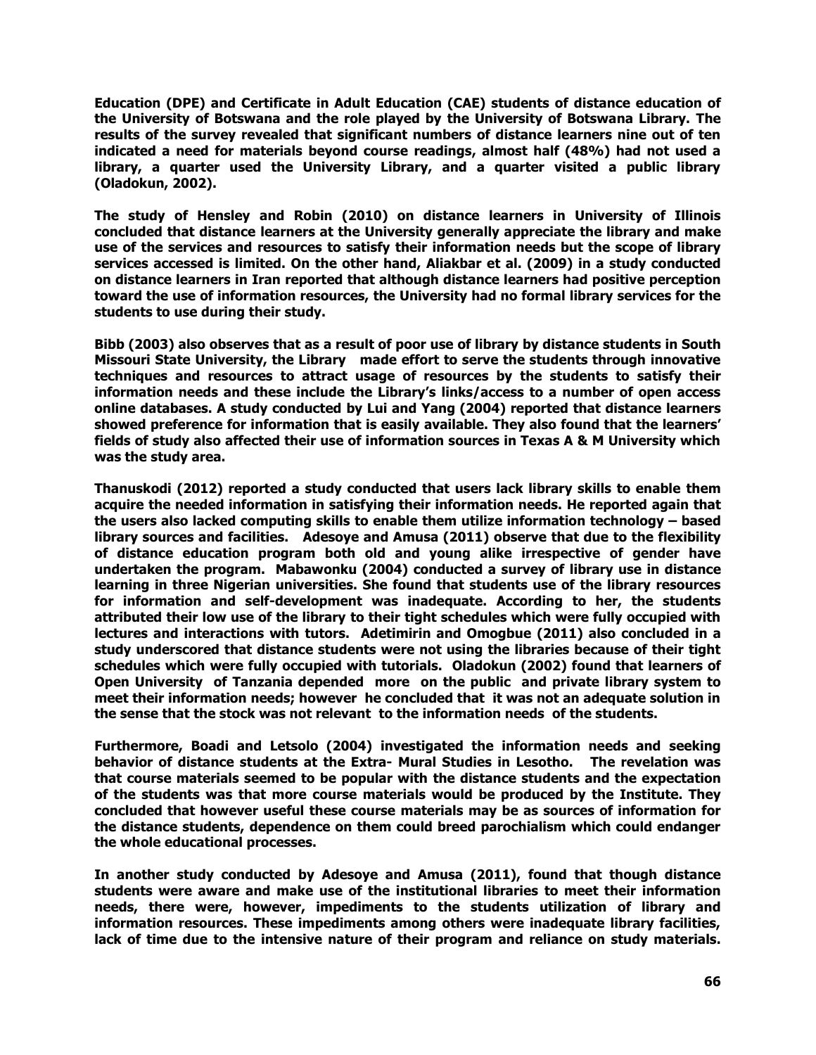**Education (DPE) and Certificate in Adult Education (CAE) students of distance education of the University of Botswana and the role played by the University of Botswana Library. The results of the survey revealed that significant numbers of distance learners nine out of ten indicated a need for materials beyond course readings, almost half (48%) had not used a library, a quarter used the University Library, and a quarter visited a public library (Oladokun, 2002).**

**The study of Hensley and Robin (2010) on distance learners in University of Illinois concluded that distance learners at the University generally appreciate the library and make use of the services and resources to satisfy their information needs but the scope of library services accessed is limited. On the other hand, Aliakbar et al. (2009) in a study conducted on distance learners in Iran reported that although distance learners had positive perception toward the use of information resources, the University had no formal library services for the students to use during their study.**

**Bibb (2003) also observes that as a result of poor use of library by distance students in South Missouri State University, the Library made effort to serve the students through innovative techniques and resources to attract usage of resources by the students to satisfy their information needs and these include the Library's links/access to a number of open access online databases. A study conducted by Lui and Yang (2004) reported that distance learners showed preference for information that is easily available. They also found that the learners' fields of study also affected their use of information sources in Texas A & M University which was the study area.**

**Thanuskodi (2012) reported a study conducted that users lack library skills to enable them acquire the needed information in satisfying their information needs. He reported again that the users also lacked computing skills to enable them utilize information technology – based library sources and facilities. Adesoye and Amusa (2011) observe that due to the flexibility of distance education program both old and young alike irrespective of gender have undertaken the program. Mabawonku (2004) conducted a survey of library use in distance learning in three Nigerian universities. She found that students use of the library resources for information and self-development was inadequate. According to her, the students attributed their low use of the library to their tight schedules which were fully occupied with lectures and interactions with tutors. Adetimirin and Omogbue (2011) also concluded in a study underscored that distance students were not using the libraries because of their tight schedules which were fully occupied with tutorials. Oladokun (2002) found that learners of Open University of Tanzania depended more on the public and private library system to meet their information needs; however he concluded that it was not an adequate solution in the sense that the stock was not relevant to the information needs of the students.**

**Furthermore, Boadi and Letsolo (2004) investigated the information needs and seeking behavior of distance students at the Extra- Mural Studies in Lesotho. The revelation was that course materials seemed to be popular with the distance students and the expectation of the students was that more course materials would be produced by the Institute. They concluded that however useful these course materials may be as sources of information for the distance students, dependence on them could breed parochialism which could endanger the whole educational processes.**

**In another study conducted by Adesoye and Amusa (2011), found that though distance students were aware and make use of the institutional libraries to meet their information needs, there were, however, impediments to the students utilization of library and information resources. These impediments among others were inadequate library facilities, lack of time due to the intensive nature of their program and reliance on study materials.**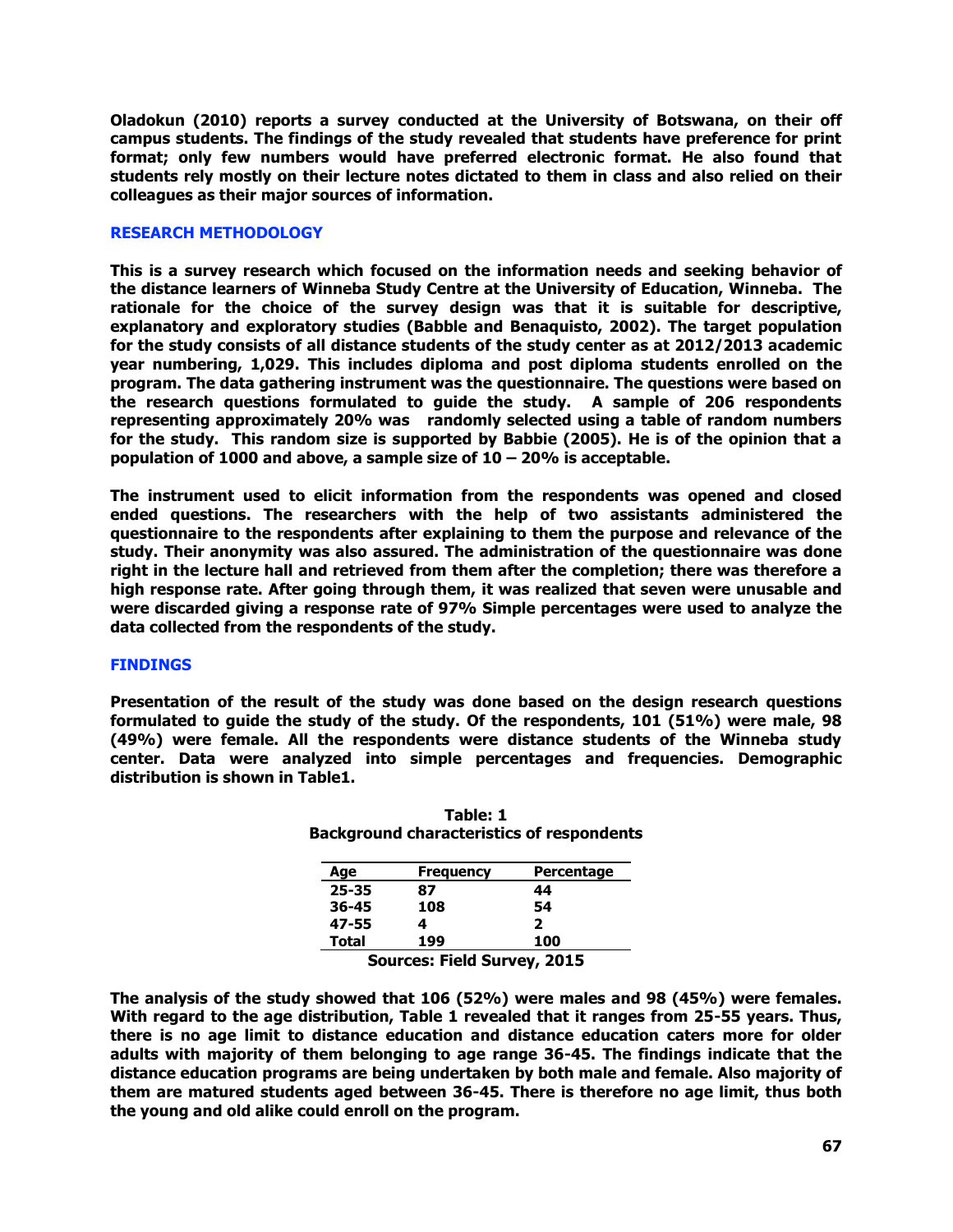**Oladokun (2010) reports a survey conducted at the University of Botswana, on their off campus students. The findings of the study revealed that students have preference for print format; only few numbers would have preferred electronic format. He also found that students rely mostly on their lecture notes dictated to them in class and also relied on their colleagues as their major sources of information.**

## RESEARCH METHODOLOGY

**This is a survey research which focused on the information needs and seeking behavior of the distance learners of Winneba Study Centre at the University of Education, Winneba. The rationale for the choice of the survey design was that it is suitable for descriptive, explanatory and exploratory studies (Babble and Benaquisto, 2002). The target population for the study consists of all distance students of the study center as at 2012/2013 academic year numbering, 1,029. This includes diploma and post diploma students enrolled on the program. The data gathering instrument was the questionnaire. The questions were based on the research questions formulated to guide the study. A sample of 206 respondents representing approximately 20% was randomly selected using a table of random numbers for the study. This random size is supported by Babbie (2005). He is of the opinion that a population of 1000 and above, a sample size of 10 – 20% is acceptable.**

**The instrument used to elicit information from the respondents was opened and closed ended questions. The researchers with the help of two assistants administered the questionnaire to the respondents after explaining to them the purpose and relevance of the study. Their anonymity was also assured. The administration of the questionnaire was done right in the lecture hall and retrieved from them after the completion; there was therefore a high response rate. After going through them, it was realized that seven were unusable and were discarded giving a response rate of 97% Simple percentages were used to analyze the data collected from the respondents of the study.**

## FINDINGS

**Presentation of the result of the study was done based on the design research questions formulated to guide the study of the study. Of the respondents, 101 (51%) were male, 98 (49%) were female. All the respondents were distance students of the Winneba study center. Data were analyzed into simple percentages and frequencies. Demographic distribution is shown in Table1.**

**Table: 1**
**Background characteristics of respondents**

| Age | Frequency | Percentage |
|---|---|---|
| 25-35 | 87 | 44 |
| 36-45 | 108 | 54 |
| 47-55 | 4 | 2 |
| Total | 199 | 100 |

**Sources: Field Survey, 2015**

**The analysis of the study showed that 106 (52%) were males and 98 (45%) were females. With regard to the age distribution, Table 1 revealed that it ranges from 25-55 years. Thus, there is no age limit to distance education and distance education caters more for older adults with majority of them belonging to age range 36-45. The findings indicate that the distance education programs are being undertaken by both male and female. Also majority of them are matured students aged between 36-45. There is therefore no age limit, thus both the young and old alike could enroll on the program.**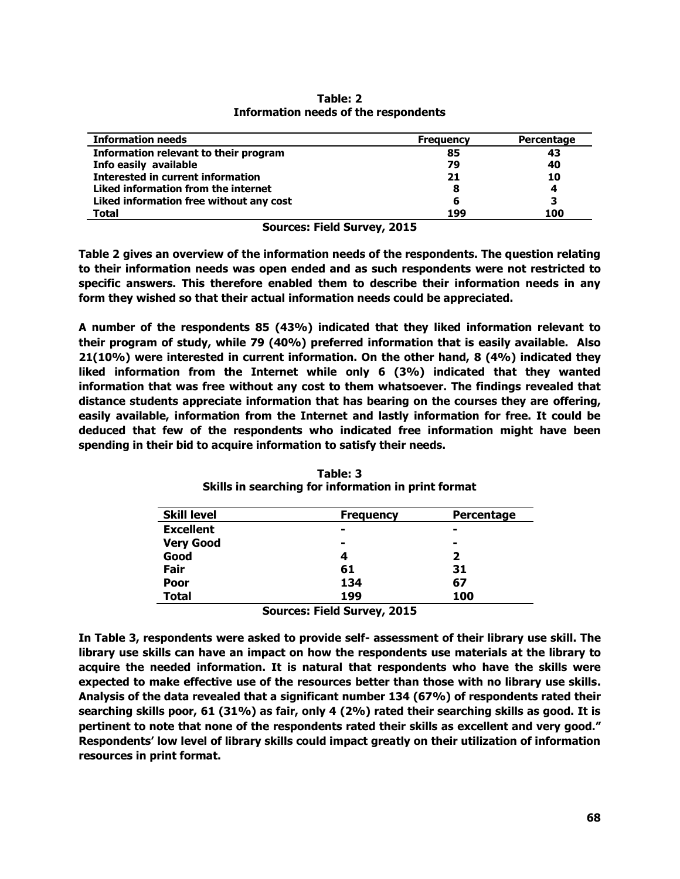**Table: 2**
**Information needs of the respondents**

| Information needs | Frequency | Percentage |
|---|---|---|
| Information relevant to their program | 85 | 43 |
| Info easily available | 79 | 40 |
| Interested in current information | 21 | 10 |
| Liked information from the internet | 8 | 4 |
| Liked information free without any cost | 6 | 3 |
| Total | 199 | 100 |

**Sources: Field Survey, 2015**

**Table 2 gives an overview of the information needs of the respondents. The question relating to their information needs was open ended and as such respondents were not restricted to specific answers. This therefore enabled them to describe their information needs in any form they wished so that their actual information needs could be appreciated.**

**A number of the respondents 85 (43%) indicated that they liked information relevant to their program of study, while 79 (40%) preferred information that is easily available. Also 21(10%) were interested in current information. On the other hand, 8 (4%) indicated they liked information from the Internet while only 6 (3%) indicated that they wanted information that was free without any cost to them whatsoever. The findings revealed that distance students appreciate information that has bearing on the courses they are offering, easily available, information from the Internet and lastly information for free. It could be deduced that few of the respondents who indicated free information might have been spending in their bid to acquire information to satisfy their needs.**

**Table: 3**
**Skills in searching for information in print format**

| Skill level | Frequency | Percentage |
|---|---|---|
| Excellent | - | - |
| Very Good | - | - |
| Good | 4 | 2 |
| Fair | 61 | 31 |
| Poor | 134 | 67 |
| Total | 199 | 100 |

**Sources: Field Survey, 2015**

**In Table 3, respondents were asked to provide self- assessment of their library use skill. The library use skills can have an impact on how the respondents use materials at the library to acquire the needed information. It is natural that respondents who have the skills were expected to make effective use of the resources better than those with no library use skills. Analysis of the data revealed that a significant number 134 (67%) of respondents rated their searching skills poor, 61 (31%) as fair, only 4 (2%) rated their searching skills as good. It is pertinent to note that none of the respondents rated their skills as excellent and very good." Respondents' low level of library skills could impact greatly on their utilization of information resources in print format.**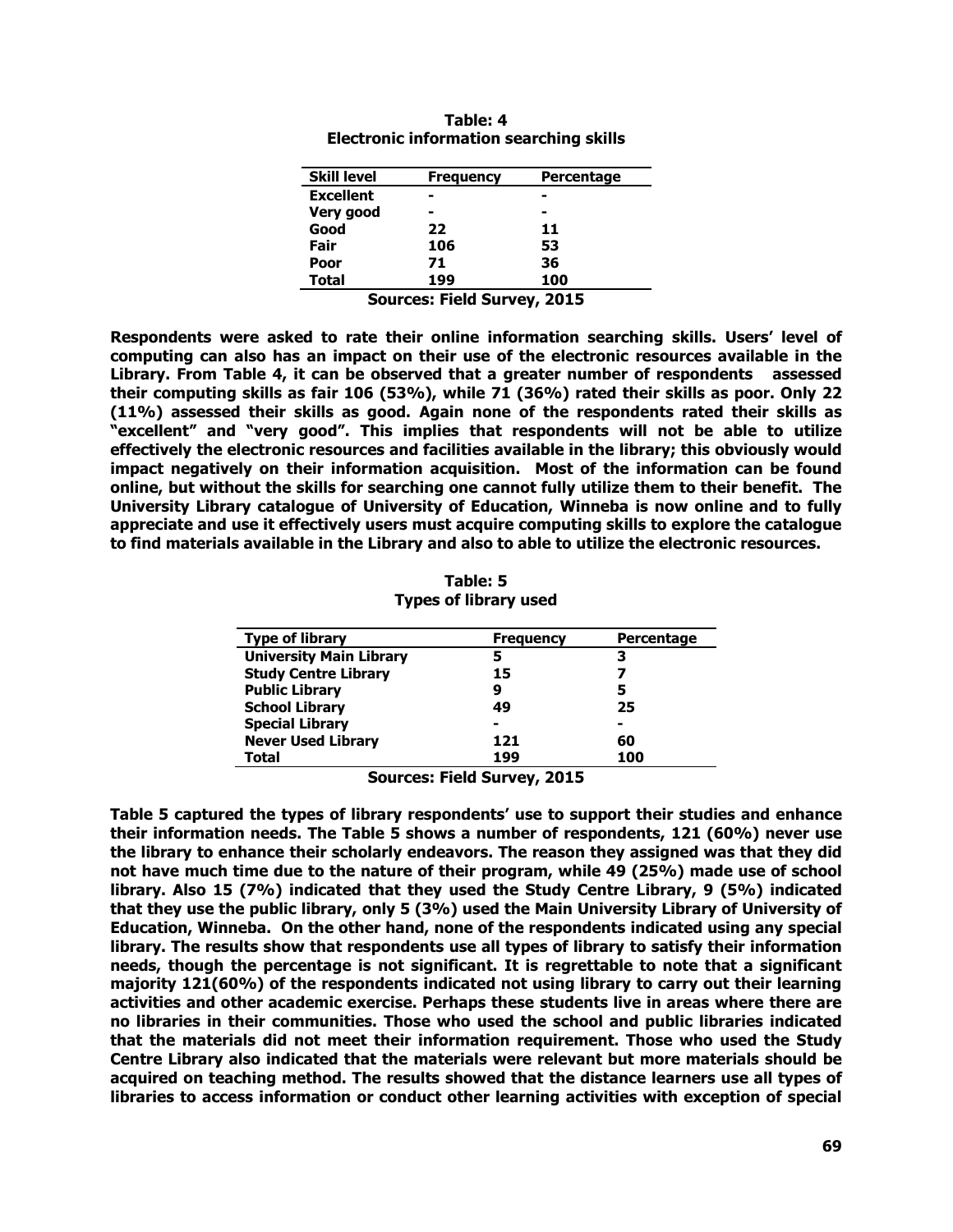**Table: 4**
**Electronic information searching skills**

| Skill level | Frequency | Percentage |
|---|---|---|
| Excellent | - | - |
| Very good | - | - |
| Good | 22 | 11 |
| Fair | 106 | 53 |
| Poor | 71 | 36 |
| Total | 199 | 100 |

**Sources: Field Survey, 2015**

**Respondents were asked to rate their online information searching skills. Users' level of computing can also has an impact on their use of the electronic resources available in the Library. From Table 4, it can be observed that a greater number of respondents assessed their computing skills as fair 106 (53%), while 71 (36%) rated their skills as poor. Only 22 (11%) assessed their skills as good. Again none of the respondents rated their skills as "excellent" and "very good". This implies that respondents will not be able to utilize effectively the electronic resources and facilities available in the library; this obviously would impact negatively on their information acquisition. Most of the information can be found online, but without the skills for searching one cannot fully utilize them to their benefit. The University Library catalogue of University of Education, Winneba is now online and to fully appreciate and use it effectively users must acquire computing skills to explore the catalogue to find materials available in the Library and also to able to utilize the electronic resources.**

**Table: 5**
**Types of library used**

| Type of library | Frequency | Percentage |
|---|---|---|
| University Main Library | 5 | 3 |
| Study Centre Library | 15 | 7 |
| Public Library | 9 | 5 |
| School Library | 49 | 25 |
| Special Library | - | - |
| Never Used Library | 121 | 60 |
| Total | 199 | 100 |

**Sources: Field Survey, 2015**

**Table 5 captured the types of library respondents' use to support their studies and enhance their information needs. The Table 5 shows a number of respondents, 121 (60%) never use the library to enhance their scholarly endeavors. The reason they assigned was that they did not have much time due to the nature of their program, while 49 (25%) made use of school library. Also 15 (7%) indicated that they used the Study Centre Library, 9 (5%) indicated that they use the public library, only 5 (3%) used the Main University Library of University of Education, Winneba. On the other hand, none of the respondents indicated using any special library. The results show that respondents use all types of library to satisfy their information needs, though the percentage is not significant. It is regrettable to note that a significant majority 121(60%) of the respondents indicated not using library to carry out their learning activities and other academic exercise. Perhaps these students live in areas where there are no libraries in their communities. Those who used the school and public libraries indicated that the materials did not meet their information requirement. Those who used the Study Centre Library also indicated that the materials were relevant but more materials should be acquired on teaching method. The results showed that the distance learners use all types of libraries to access information or conduct other learning activities with exception of special**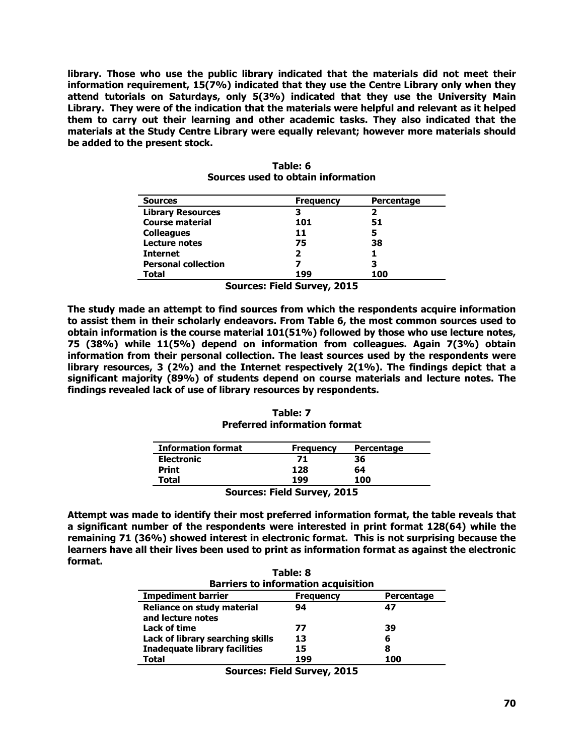**library. Those who use the public library indicated that the materials did not meet their information requirement, 15(7%) indicated that they use the Centre Library only when they attend tutorials on Saturdays, only 5(3%) indicated that they use the University Main Library. They were of the indication that the materials were helpful and relevant as it helped them to carry out their learning and other academic tasks. They also indicated that the materials at the Study Centre Library were equally relevant; however more materials should be added to the present stock.**

**Table: 6**
**Sources used to obtain information**

| Sources | Frequency | Percentage |
|---|---|---|
| Library Resources | 3 | 2 |
| Course material | 101 | 51 |
| Colleagues | 11 | 5 |
| Lecture notes | 75 | 38 |
| Internet | 2 | 1 |
| Personal collection | 7 | 3 |
| Total | 199 | 100 |

**Sources: Field Survey, 2015**

**The study made an attempt to find sources from which the respondents acquire information to assist them in their scholarly endeavors. From Table 6, the most common sources used to obtain information is the course material 101(51%) followed by those who use lecture notes, 75 (38%) while 11(5%) depend on information from colleagues. Again 7(3%) obtain information from their personal collection. The least sources used by the respondents were library resources, 3 (2%) and the Internet respectively 2(1%). The findings depict that a significant majority (89%) of students depend on course materials and lecture notes. The findings revealed lack of use of library resources by respondents.**

**Table: 7**
**Preferred information format**

| Information format | Frequency | Percentage |
|---|---|---|
| Electronic | 71 | 36 |
| Print | 128 | 64 |
| Total | 199 | 100 |

**Sources: Field Survey, 2015**

**Attempt was made to identify their most preferred information format, the table reveals that a significant number of the respondents were interested in print format 128(64) while the remaining 71 (36%) showed interest in electronic format. This is not surprising because the learners have all their lives been used to print as information format as against the electronic format.**

**Table: 8**
**Barriers to information acquisition**

| Impediment barrier | Frequency | Percentage |
|---|---|---|
| Reliance on study material and lecture notes | 94 | 47 |
| Lack of time | 77 | 39 |
| Lack of library searching skills | 13 | 6 |
| Inadequate library facilities | 15 | 8 |
| Total | 199 | 100 |

**Sources: Field Survey, 2015**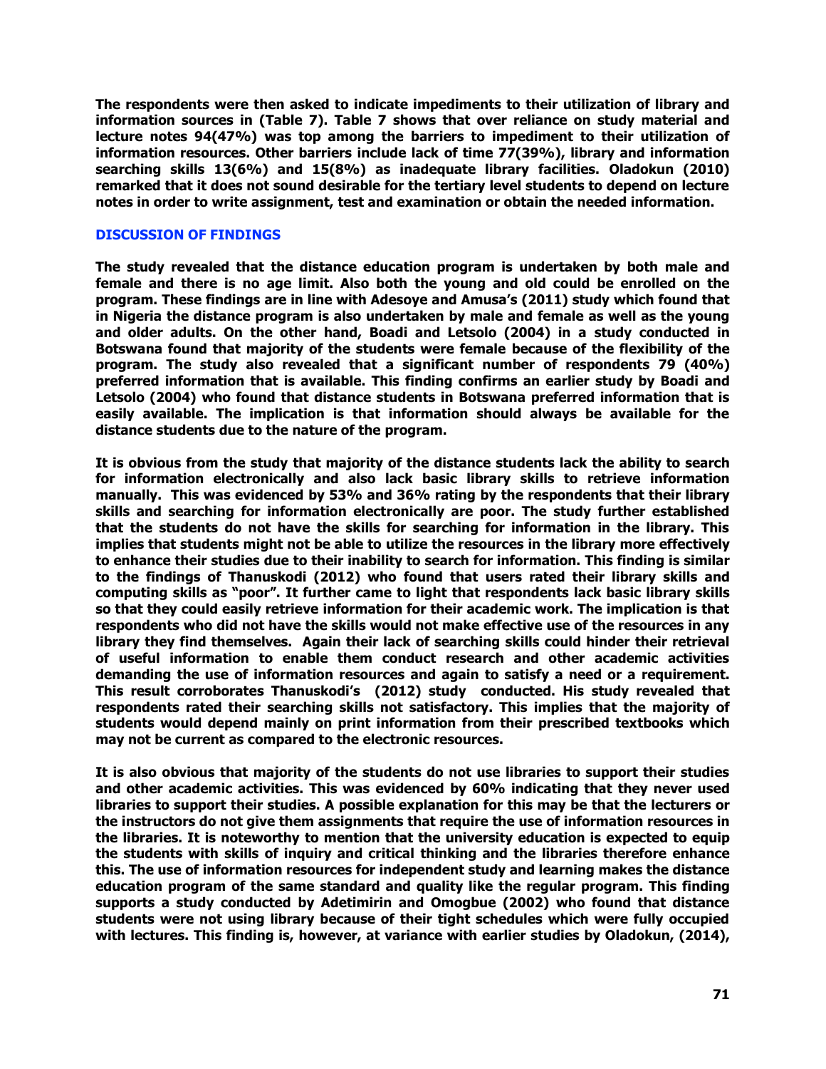**The respondents were then asked to indicate impediments to their utilization of library and information sources in (Table 7). Table 7 shows that over reliance on study material and lecture notes 94(47%) was top among the barriers to impediment to their utilization of information resources. Other barriers include lack of time 77(39%), library and information searching skills 13(6%) and 15(8%) as inadequate library facilities. Oladokun (2010) remarked that it does not sound desirable for the tertiary level students to depend on lecture notes in order to write assignment, test and examination or obtain the needed information.**

## DISCUSSION OF FINDINGS

**The study revealed that the distance education program is undertaken by both male and female and there is no age limit. Also both the young and old could be enrolled on the program. These findings are in line with Adesoye and Amusa's (2011) study which found that in Nigeria the distance program is also undertaken by male and female as well as the young and older adults. On the other hand, Boadi and Letsolo (2004) in a study conducted in Botswana found that majority of the students were female because of the flexibility of the program. The study also revealed that a significant number of respondents 79 (40%) preferred information that is available. This finding confirms an earlier study by Boadi and Letsolo (2004) who found that distance students in Botswana preferred information that is easily available. The implication is that information should always be available for the distance students due to the nature of the program.**

**It is obvious from the study that majority of the distance students lack the ability to search for information electronically and also lack basic library skills to retrieve information manually. This was evidenced by 53% and 36% rating by the respondents that their library skills and searching for information electronically are poor. The study further established that the students do not have the skills for searching for information in the library. This implies that students might not be able to utilize the resources in the library more effectively to enhance their studies due to their inability to search for information. This finding is similar to the findings of Thanuskodi (2012) who found that users rated their library skills and computing skills as "poor". It further came to light that respondents lack basic library skills so that they could easily retrieve information for their academic work. The implication is that respondents who did not have the skills would not make effective use of the resources in any library they find themselves. Again their lack of searching skills could hinder their retrieval of useful information to enable them conduct research and other academic activities demanding the use of information resources and again to satisfy a need or a requirement. This result corroborates Thanuskodi's (2012) study conducted. His study revealed that respondents rated their searching skills not satisfactory. This implies that the majority of students would depend mainly on print information from their prescribed textbooks which may not be current as compared to the electronic resources.**

**It is also obvious that majority of the students do not use libraries to support their studies and other academic activities. This was evidenced by 60% indicating that they never used libraries to support their studies. A possible explanation for this may be that the lecturers or the instructors do not give them assignments that require the use of information resources in the libraries. It is noteworthy to mention that the university education is expected to equip the students with skills of inquiry and critical thinking and the libraries therefore enhance this. The use of information resources for independent study and learning makes the distance education program of the same standard and quality like the regular program. This finding supports a study conducted by Adetimirin and Omogbue (2002) who found that distance students were not using library because of their tight schedules which were fully occupied with lectures. This finding is, however, at variance with earlier studies by Oladokun, (2014),**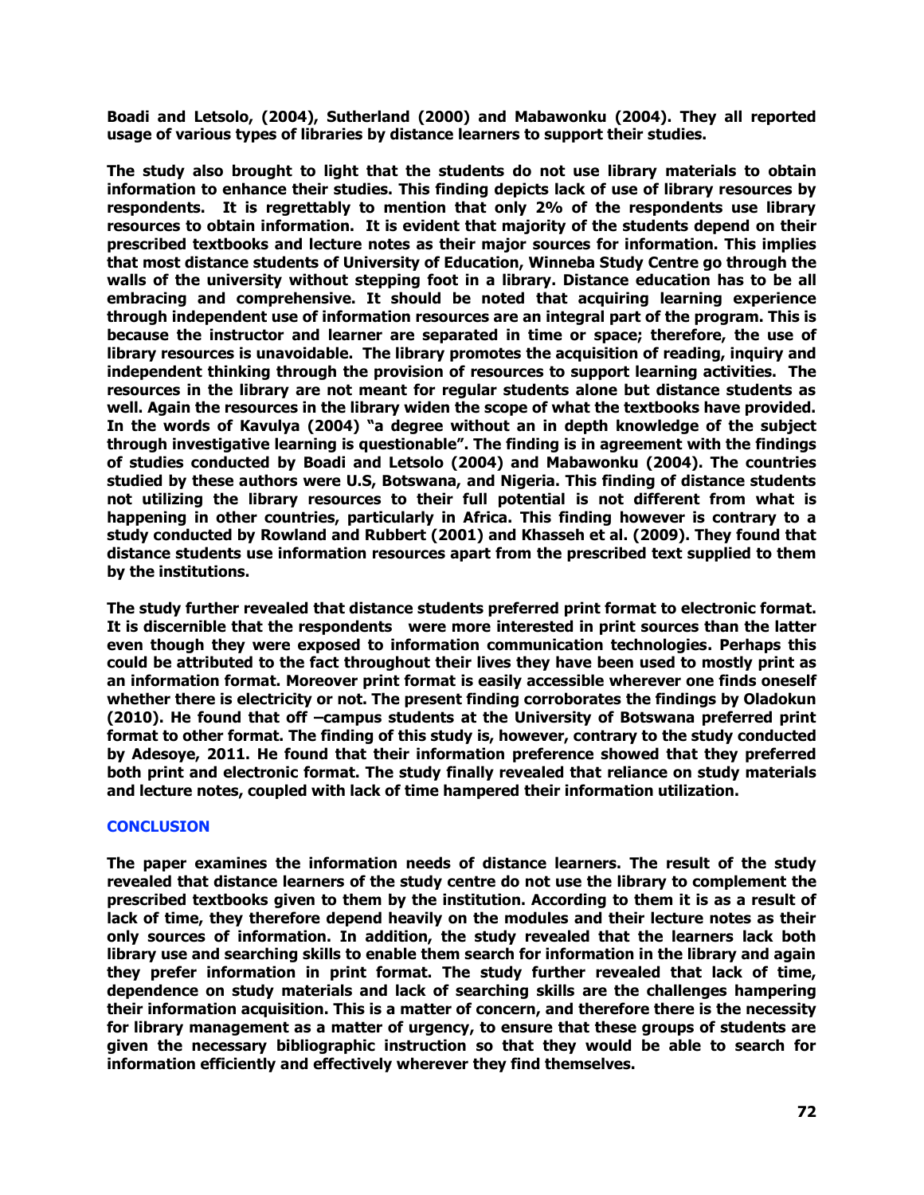**Boadi and Letsolo, (2004), Sutherland (2000) and Mabawonku (2004). They all reported usage of various types of libraries by distance learners to support their studies.**

**The study also brought to light that the students do not use library materials to obtain information to enhance their studies. This finding depicts lack of use of library resources by respondents. It is regrettably to mention that only 2% of the respondents use library resources to obtain information. It is evident that majority of the students depend on their prescribed textbooks and lecture notes as their major sources for information. This implies that most distance students of University of Education, Winneba Study Centre go through the walls of the university without stepping foot in a library. Distance education has to be all embracing and comprehensive. It should be noted that acquiring learning experience through independent use of information resources are an integral part of the program. This is because the instructor and learner are separated in time or space; therefore, the use of library resources is unavoidable. The library promotes the acquisition of reading, inquiry and independent thinking through the provision of resources to support learning activities. The resources in the library are not meant for regular students alone but distance students as well. Again the resources in the library widen the scope of what the textbooks have provided. In the words of Kavulya (2004) "a degree without an in depth knowledge of the subject through investigative learning is questionable". The finding is in agreement with the findings of studies conducted by Boadi and Letsolo (2004) and Mabawonku (2004). The countries studied by these authors were U.S, Botswana, and Nigeria. This finding of distance students not utilizing the library resources to their full potential is not different from what is happening in other countries, particularly in Africa. This finding however is contrary to a study conducted by Rowland and Rubbert (2001) and Khasseh et al. (2009). They found that distance students use information resources apart from the prescribed text supplied to them by the institutions.**

**The study further revealed that distance students preferred print format to electronic format. It is discernible that the respondents were more interested in print sources than the latter even though they were exposed to information communication technologies. Perhaps this could be attributed to the fact throughout their lives they have been used to mostly print as an information format. Moreover print format is easily accessible wherever one finds oneself whether there is electricity or not. The present finding corroborates the findings by Oladokun (2010). He found that off –campus students at the University of Botswana preferred print format to other format. The finding of this study is, however, contrary to the study conducted by Adesoye, 2011. He found that their information preference showed that they preferred both print and electronic format. The study finally revealed that reliance on study materials and lecture notes, coupled with lack of time hampered their information utilization.**

## CONCLUSION

**The paper examines the information needs of distance learners. The result of the study revealed that distance learners of the study centre do not use the library to complement the prescribed textbooks given to them by the institution. According to them it is as a result of lack of time, they therefore depend heavily on the modules and their lecture notes as their only sources of information. In addition, the study revealed that the learners lack both library use and searching skills to enable them search for information in the library and again they prefer information in print format. The study further revealed that lack of time, dependence on study materials and lack of searching skills are the challenges hampering their information acquisition. This is a matter of concern, and therefore there is the necessity for library management as a matter of urgency, to ensure that these groups of students are given the necessary bibliographic instruction so that they would be able to search for information efficiently and effectively wherever they find themselves.**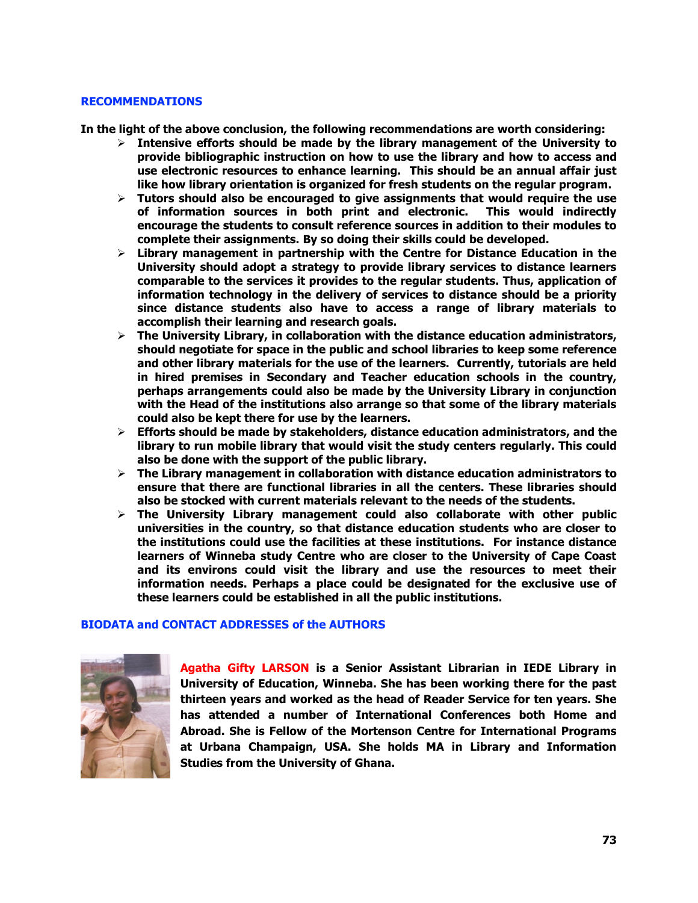## RECOMMENDATIONS

**In the light of the above conclusion, the following recommendations are worth considering:**

- **Intensive efforts should be made by the library management of the University to provide bibliographic instruction on how to use the library and how to access and use electronic resources to enhance learning. This should be an annual affair just like how library orientation is organized for fresh students on the regular program.**
- **Tutors should also be encouraged to give assignments that would require the use of information sources in both print and electronic. This would indirectly encourage the students to consult reference sources in addition to their modules to complete their assignments. By so doing their skills could be developed.**
- **Library management in partnership with the Centre for Distance Education in the University should adopt a strategy to provide library services to distance learners comparable to the services it provides to the regular students. Thus, application of information technology in the delivery of services to distance should be a priority since distance students also have to access a range of library materials to accomplish their learning and research goals.**
- **The University Library, in collaboration with the distance education administrators, should negotiate for space in the public and school libraries to keep some reference and other library materials for the use of the learners. Currently, tutorials are held in hired premises in Secondary and Teacher education schools in the country, perhaps arrangements could also be made by the University Library in conjunction with the Head of the institutions also arrange so that some of the library materials could also be kept there for use by the learners.**
- **Efforts should be made by stakeholders, distance education administrators, and the library to run mobile library that would visit the study centers regularly. This could also be done with the support of the public library.**
- **The Library management in collaboration with distance education administrators to ensure that there are functional libraries in all the centers. These libraries should also be stocked with current materials relevant to the needs of the students.**
- **The University Library management could also collaborate with other public universities in the country, so that distance education students who are closer to the institutions could use the facilities at these institutions. For instance distance learners of Winneba study Centre who are closer to the University of Cape Coast and its environs could visit the library and use the resources to meet their information needs. Perhaps a place could be designated for the exclusive use of these learners could be established in all the public institutions.**

## BIODATA and CONTACT ADDRESSES of the AUTHORS

**Agatha Gifty LARSON is a Senior Assistant Librarian in IEDE Library in University of Education, Winneba. She has been working there for the past thirteen years and worked as the head of Reader Service for ten years. She has attended a number of International Conferences both Home and Abroad. She is Fellow of the Mortenson Centre for International Programs at Urbana Champaign, USA. She holds MA in Library and Information Studies from the University of Ghana.**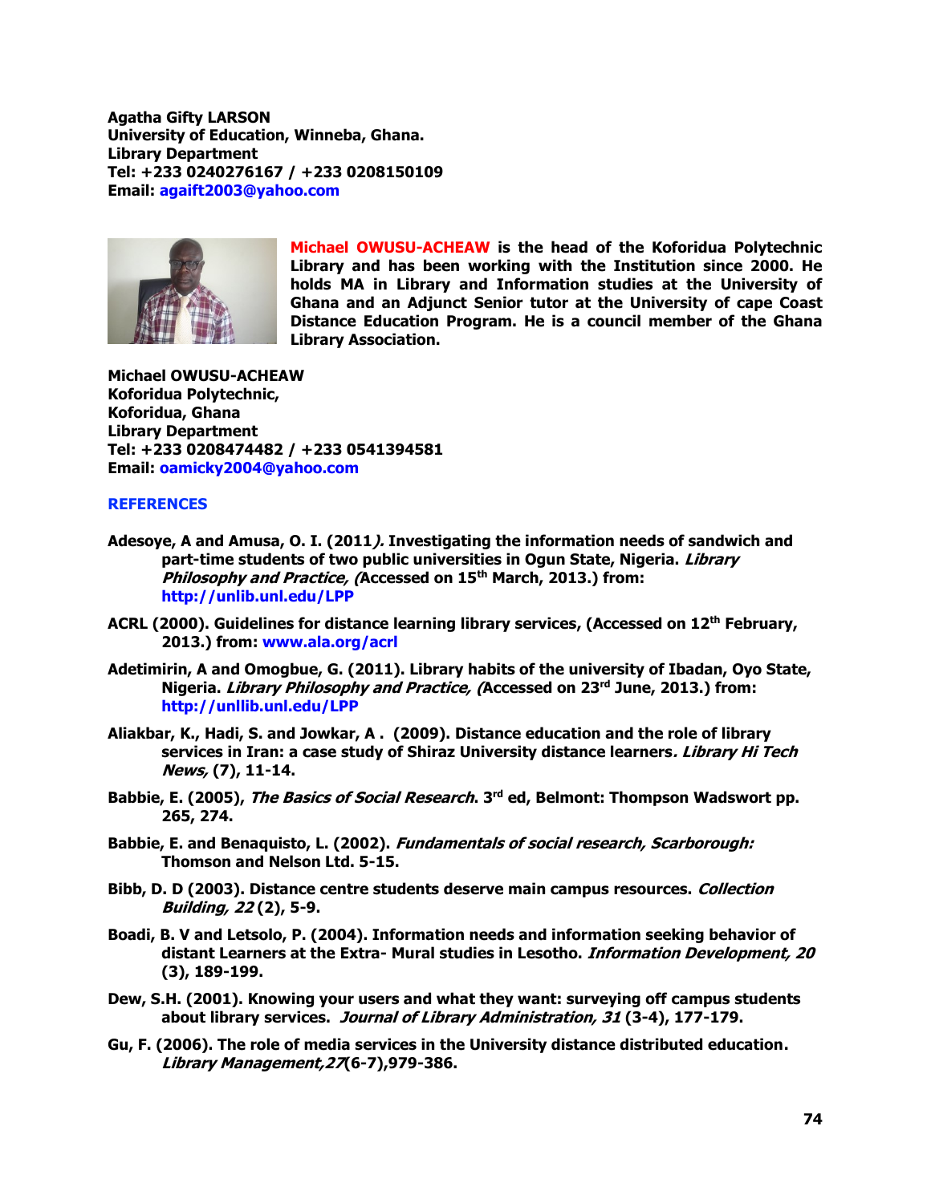**Agatha Gifty LARSON**
**University of Education, Winneba, Ghana.**
**Library Department**
**Tel: +233 0240276167 / +233 0208150109**
**Email: agaift2003@yahoo.com**

**Michael OWUSU-ACHEAW is the head of the Koforidua Polytechnic Library and has been working with the Institution since 2000. He holds MA in Library and Information studies at the University of Ghana and an Adjunct Senior tutor at the University of cape Coast Distance Education Program. He is a council member of the Ghana Library Association.**

**Michael OWUSU-ACHEAW**
**Koforidua Polytechnic,**
**Koforidua, Ghana**
**Library Department**
**Tel: +233 0208474482 / +233 0541394581**
**Email: oamicky2004@yahoo.com**

## REFERENCES

Adesoye, A and Amusa, O. I. (2011*).* Investigating the information needs of sandwich and part-time students of two public universities in Ogun State, Nigeria. *Library Philosophy and Practice, (*Accessed on 15th March, 2013.) from: http://unlib.unl.edu/LPP

ACRL (2000). Guidelines for distance learning library services, (Accessed on 12th February, 2013.) from: www.ala.org/acrl

Adetimirin, A and Omogbue, G. (2011). Library habits of the university of Ibadan, Oyo State, Nigeria. *Library Philosophy and Practice, (*Accessed on 23rd June, 2013.) from: http://unllib.unl.edu/LPP

Aliakbar, K., Hadi, S. and Jowkar, A . (2009). Distance education and the role of library services in Iran: a case study of Shiraz University distance learners*. Library Hi Tech News,* (7), 11-14.

Babbie, E. (2005), *The Basics of Social Research*. 3rd ed, Belmont: Thompson Wadswort pp. 265, 274.

Babbie, E. and Benaquisto, L. (2002). *Fundamentals of social research, Scarborough:* Thomson and Nelson Ltd. 5-15.

Bibb, D. D (2003). Distance centre students deserve main campus resources. *Collection Building, 22* (2), 5-9.

Boadi, B. V and Letsolo, P. (2004). Information needs and information seeking behavior of distant Learners at the Extra- Mural studies in Lesotho. *Information Development, 20* (3), 189-199.

Dew, S.H. (2001). Knowing your users and what they want: surveying off campus students about library services. *Journal of Library Administration, 31* (3-4), 177-179.

Gu, F. (2006). The role of media services in the University distance distributed education. *Library Management,27*(6-7),979-386.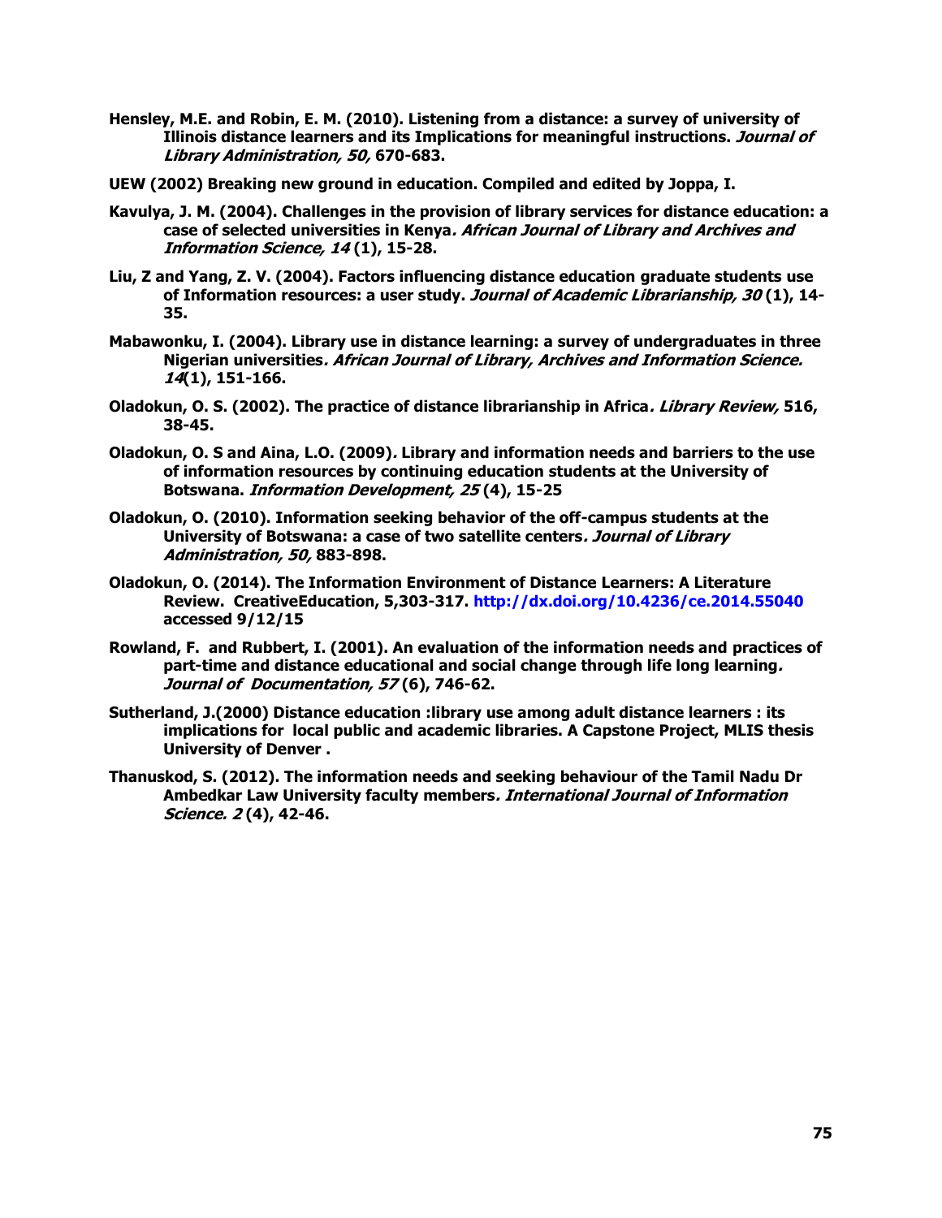**Hensley, M.E. and Robin, E. M. (2010). Listening from a distance: a survey of university of Illinois distance learners and its Implications for meaningful instructions. *Journal of Library Administration, 50,* 670-683.**

**UEW (2002) Breaking new ground in education. Compiled and edited by Joppa, I.**

**Kavulya, J. M. (2004). Challenges in the provision of library services for distance education: a case of selected universities in Kenya*. African Journal of Library and Archives and Information Science, 14* (1), 15-28.**

**Liu, Z and Yang, Z. V. (2004). Factors influencing distance education graduate students use of Information resources: a user study. *Journal of Academic Librarianship, 30* (1), 14-35.**

**Mabawonku, I. (2004). Library use in distance learning: a survey of undergraduates in three Nigerian universities*. African Journal of Library, Archives and Information Science. 14*(1), 151-166.**

**Oladokun, O. S. (2002). The practice of distance librarianship in Africa*. Library Review,* 516, 38-45.**

**Oladokun, O. S and Aina, L.O. (2009)*.* Library and information needs and barriers to the use of information resources by continuing education students at the University of Botswana. *Information Development, 25* (4), 15-25**

**Oladokun, O. (2010). Information seeking behavior of the off-campus students at the University of Botswana: a case of two satellite centers*. Journal of Library Administration, 50,* 883-898.**

**Oladokun, O. (2014). The Information Environment of Distance Learners: A Literature Review. CreativeEducation, 5,303-317. http://dx.doi.org/10.4236/ce.2014.55040 accessed 9/12/15**

**Rowland, F. and Rubbert, I. (2001). An evaluation of the information needs and practices of part-time and distance educational and social change through life long learning*. Journal of Documentation, 57* (6), 746-62.**

**Sutherland, J.(2000) Distance education :library use among adult distance learners : its implications for local public and academic libraries. A Capstone Project, MLIS thesis University of Denver .**

**Thanuskod, S. (2012). The information needs and seeking behaviour of the Tamil Nadu Dr Ambedkar Law University faculty members*. International Journal of Information Science. 2* (4), 42-46.**